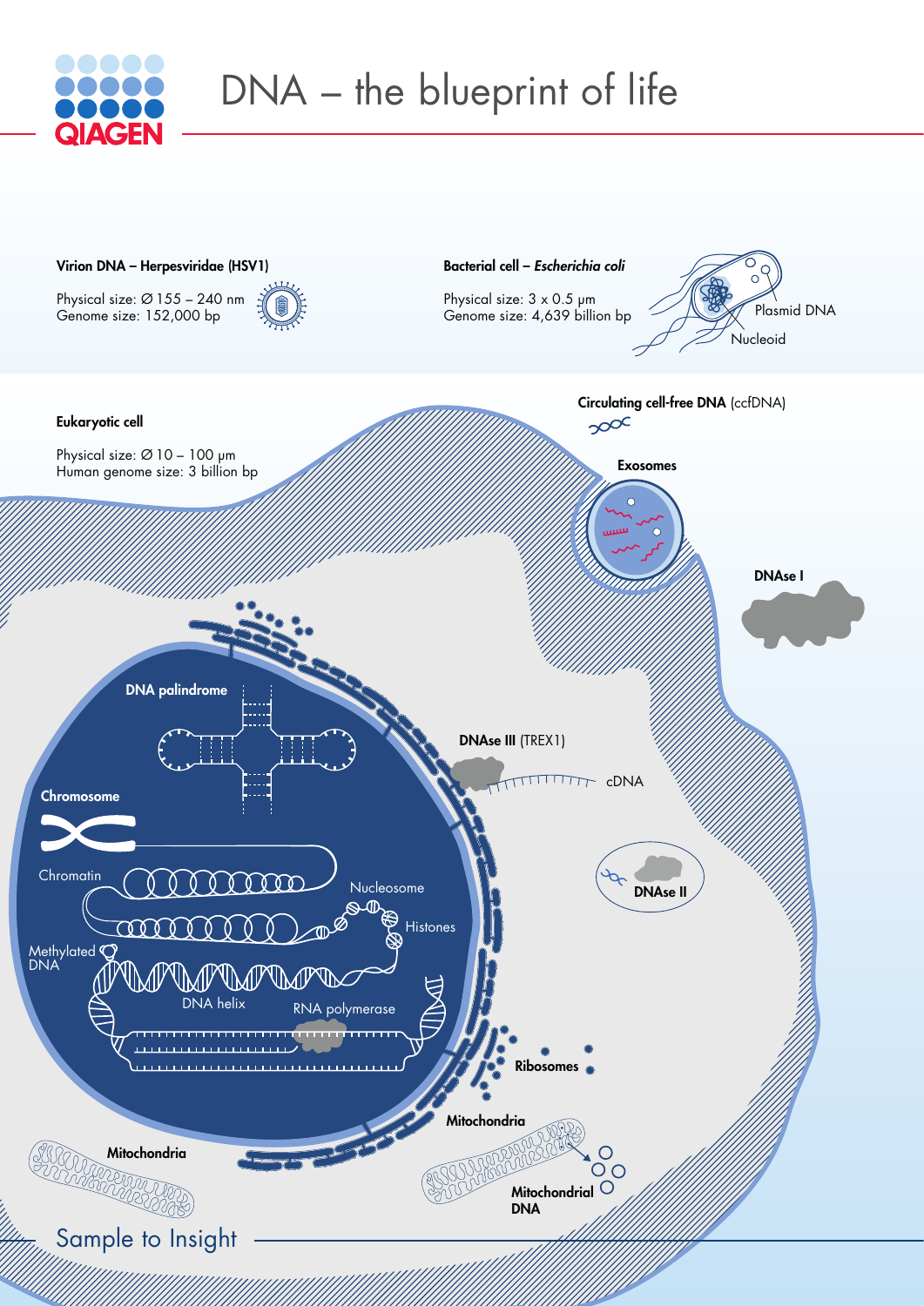# DNA – the blueprint of life

**Virion DNA – Herpesviridae (HSV1)**

Physical size: Ø 155 – 240 nm
Genome size: 152,000 bp

**Bacterial cell – *Escherichia coli***

Physical size: 3 x 0.5 µm
Genome size: 4,639 billion bp

Plasmid DNA

Nucleoid

**Eukaryotic cell**

Physical size: Ø 10 – 100 µm
Human genome size: 3 billion bp

**Circulating cell-free DNA** (ccfDNA)

**Exosomes**

**DNAse I**

**DNA palindrome**

**DNAse III** (TREX1)

cDNA

**Chromosome**

Chromatin

Nucleosome

Histones

Methylated DNA

DNA helix

RNA polymerase

**DNAse II**

**Ribosomes**

**Mitochondria**

**Mitochondria**

**Mitochondrial DNA**

Sample to Insight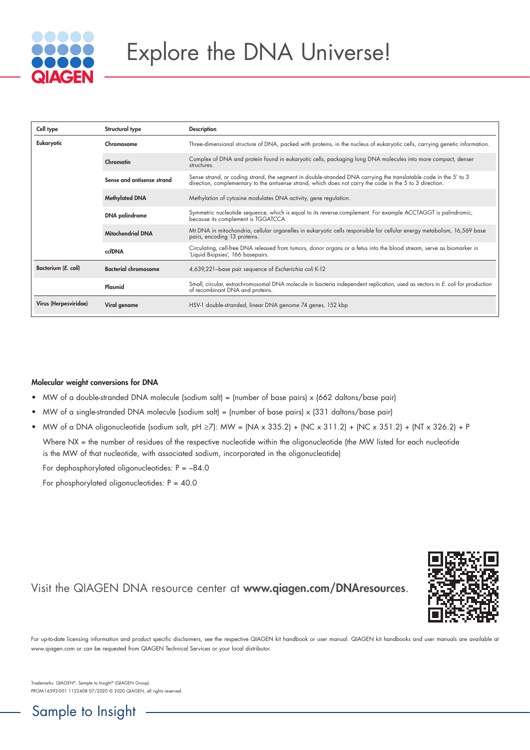# Explore the DNA Universe!

| Cell type | Structural type | Description |
| --- | --- | --- |
| **Eukaryotic** | **Chromosome** | Three-dimensional structure of DNA, packed with proteins, in the nucleus of eukaryotic cells, carrying genetic information. |
| | **Chromatin** | Complex of DNA and protein found in eukaryotic cells, packaging long DNA molecules into more compact, denser structures. |
| | **Sense and antisense strand** | Sense strand, or coding strand, the segment in double-stranded DNA carrying the translatable code in the 5' to 3 direction, complementary to the antisense strand, which does not carry the code in the 5 to 3 direction. |
| | **Methylated DNA** | Methylation of cytosine modulates DNA activity, gene regulation. |
| | **DNA palindrome** | Symmetric nucleotide sequence, which is equal to its reverse complement. For example ACCTAGGT is palindromic, because its complement is TGGATCCA. |
| | **Mitochondrial DNA** | Mt DNA in mitochondria, cellular organelles in eukaryotic cells responsible for cellular energy metabolism, 16,569 base pairs, encoding 13 proteins. |
| | **ccfDNA** | Circulating, cell-free DNA released from tumors, donor organs or a fetus into the blood stream, serve as biomarker in 'Liquid Biopsies', 166 basepairs. |
| **Bacterium (*E. coli*)** | **Bacterial chromosome** | 4,639,221–base pair sequence of *Escherichia coli* K-12 |
| | **Plasmid** | Small, circular, extrachromosomal DNA molecule in bacteria independent replication, used as vectors in *E. coli* for production of recombinant DNA and proteins. |
| **Virus (Herpesviridae)** | **Viral genome** | HSV-1 double-stranded, linear DNA genome 74 genes, 152 kbp |

**Molecular weight conversions for DNA**

- MW of a double-stranded DNA molecule (sodium salt) = (number of base pairs) x (662 daltons/base pair)
- MW of a single-stranded DNA molecule (sodium salt) = (number of base pairs) x (331 daltons/base pair)
- MW of a DNA oligonucleotide (sodium salt, pH ≥7): MW = (NA x 335.2) + (NC x 311.2) + (NC x 351.2) + (NT x 326.2) + P

  Where NX = the number of residues of the respective nucleotide within the oligonucleotide (the MW listed for each nucleotide is the MW of that nucleotide, with associated sodium, incorporated in the oligonucleotide)

  For dephosphorylated oligonucleotides: P = –84.0

  For phosphorylated oligonucleotides: P = 40.0

Visit the QIAGEN DNA resource center at **www.qiagen.com/DNAresources**.

For up-to-date licensing information and product specific disclaimers, see the respective QIAGEN kit handbook or user manual. QIAGEN kit handbooks and user manuals are available at www.qiagen.com or can be requested from QIAGEN Technical Services or your local distributor.

Trademarks: QIAGEN®, Sample to Insight® (QIAGEN Group).
PROM-16592-001 1122408 07/2020 © 2020 QIAGEN, all rights reserved.

Sample to Insight